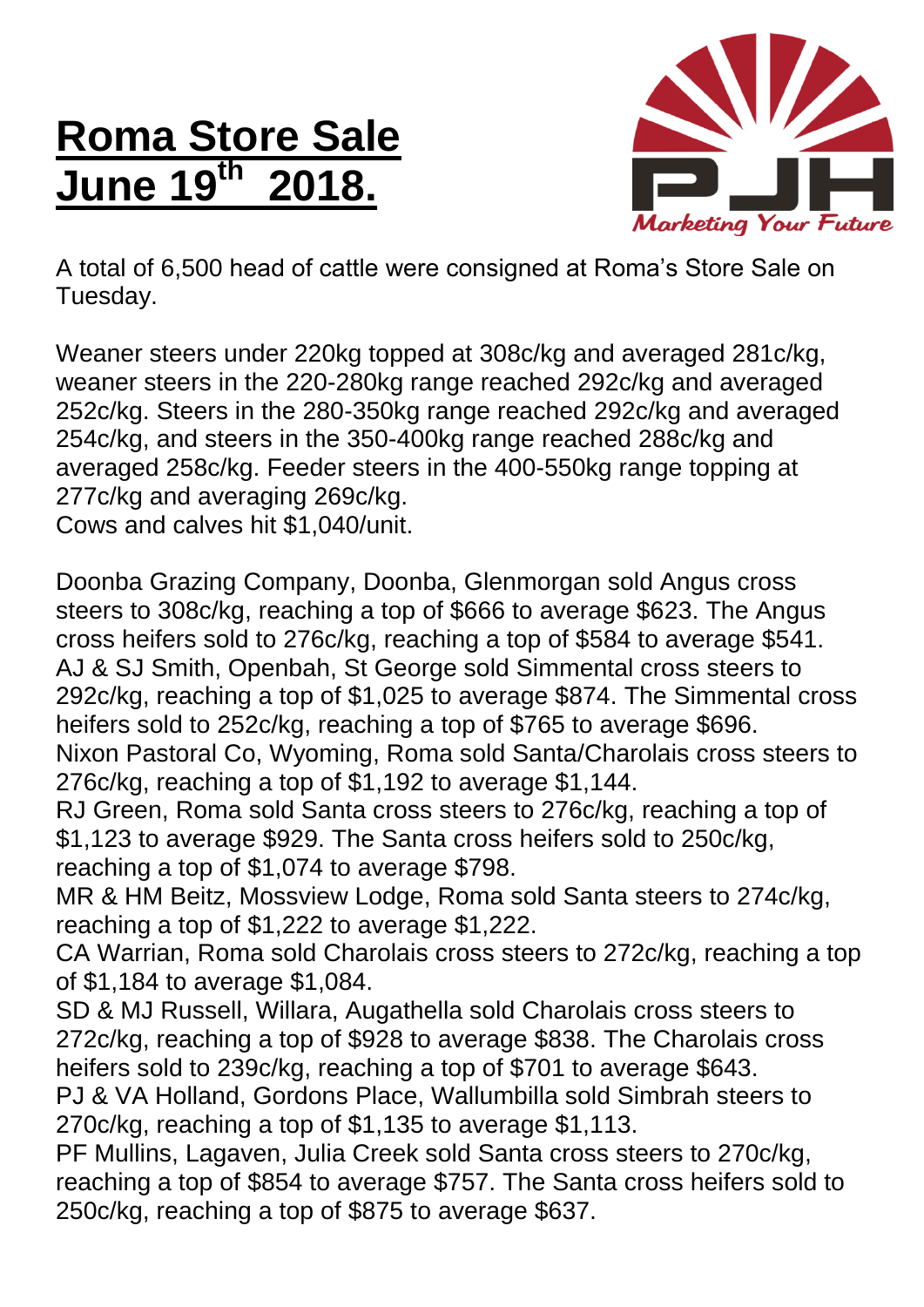# Roma Store Sale June 19th 2018.

A total of 6,500 head of cattle were consigned at Roma's Store Sale on Tuesday.

Weaner steers under 220kg topped at 308c/kg and averaged 281c/kg, weaner steers in the 220-280kg range reached 292c/kg and averaged 252c/kg. Steers in the 280-350kg range reached 292c/kg and averaged 254c/kg, and steers in the 350-400kg range reached 288c/kg and averaged 258c/kg. Feeder steers in the 400-550kg range topping at 277c/kg and averaging 269c/kg.
Cows and calves hit $1,040/unit.

Doonba Grazing Company, Doonba, Glenmorgan sold Angus cross steers to 308c/kg, reaching a top of $666 to average $623. The Angus cross heifers sold to 276c/kg, reaching a top of $584 to average $541.
AJ & SJ Smith, Openbah, St George sold Simmental cross steers to 292c/kg, reaching a top of $1,025 to average $874. The Simmental cross heifers sold to 252c/kg, reaching a top of $765 to average $696.
Nixon Pastoral Co, Wyoming, Roma sold Santa/Charolais cross steers to 276c/kg, reaching a top of $1,192 to average $1,144.
RJ Green, Roma sold Santa cross steers to 276c/kg, reaching a top of $1,123 to average $929. The Santa cross heifers sold to 250c/kg, reaching a top of $1,074 to average $798.
MR & HM Beitz, Mossview Lodge, Roma sold Santa steers to 274c/kg, reaching a top of $1,222 to average $1,222.
CA Warrian, Roma sold Charolais cross steers to 272c/kg, reaching a top of $1,184 to average $1,084.
SD & MJ Russell, Willara, Augathella sold Charolais cross steers to 272c/kg, reaching a top of $928 to average $838. The Charolais cross heifers sold to 239c/kg, reaching a top of $701 to average $643.
PJ & VA Holland, Gordons Place, Wallumbilla sold Simbrah steers to 270c/kg, reaching a top of $1,135 to average $1,113.
PF Mullins, Lagaven, Julia Creek sold Santa cross steers to 270c/kg, reaching a top of $854 to average $757. The Santa cross heifers sold to 250c/kg, reaching a top of $875 to average $637.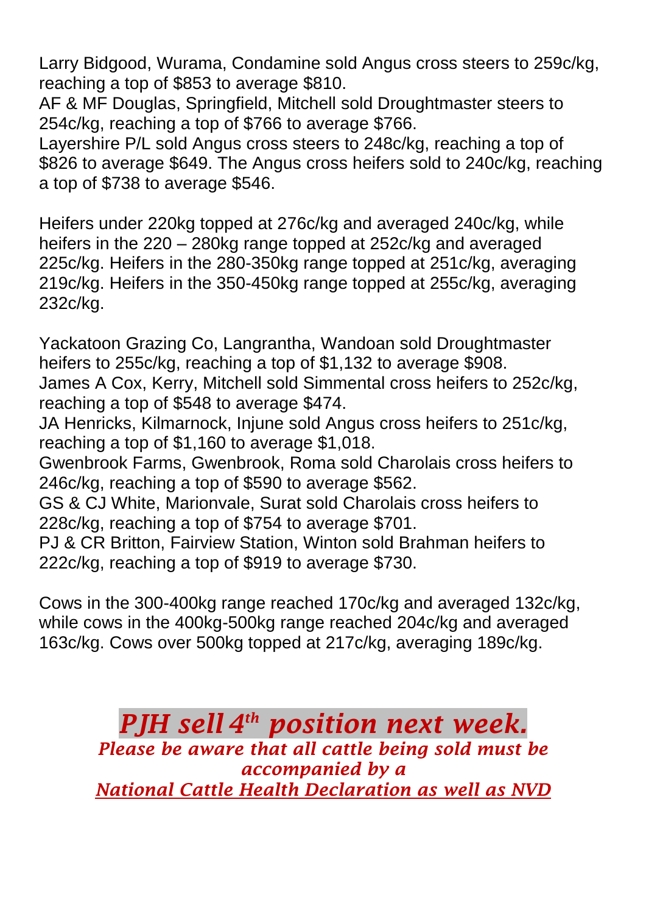Larry Bidgood, Wurama, Condamine sold Angus cross steers to 259c/kg, reaching a top of $853 to average $810.
AF & MF Douglas, Springfield, Mitchell sold Droughtmaster steers to 254c/kg, reaching a top of $766 to average $766.
Layershire P/L sold Angus cross steers to 248c/kg, reaching a top of $826 to average $649. The Angus cross heifers sold to 240c/kg, reaching a top of $738 to average $546.

Heifers under 220kg topped at 276c/kg and averaged 240c/kg, while heifers in the 220 – 280kg range topped at 252c/kg and averaged 225c/kg. Heifers in the 280-350kg range topped at 251c/kg, averaging 219c/kg. Heifers in the 350-450kg range topped at 255c/kg, averaging 232c/kg.

Yackatoon Grazing Co, Langrantha, Wandoan sold Droughtmaster heifers to 255c/kg, reaching a top of $1,132 to average $908.
James A Cox, Kerry, Mitchell sold Simmental cross heifers to 252c/kg, reaching a top of $548 to average $474.
JA Henricks, Kilmarnock, Injune sold Angus cross heifers to 251c/kg, reaching a top of $1,160 to average $1,018.
Gwenbrook Farms, Gwenbrook, Roma sold Charolais cross heifers to 246c/kg, reaching a top of $590 to average $562.
GS & CJ White, Marionvale, Surat sold Charolais cross heifers to 228c/kg, reaching a top of $754 to average $701.
PJ & CR Britton, Fairview Station, Winton sold Brahman heifers to 222c/kg, reaching a top of $919 to average $730.

Cows in the 300-400kg range reached 170c/kg and averaged 132c/kg, while cows in the 400kg-500kg range reached 204c/kg and averaged 163c/kg. Cows over 500kg topped at 217c/kg, averaging 189c/kg.

## *PJH sell 4th position next week.*

***Please be aware that all cattle being sold must be accompanied by a***
***<u>National Cattle Health Declaration as well as NVD</u>***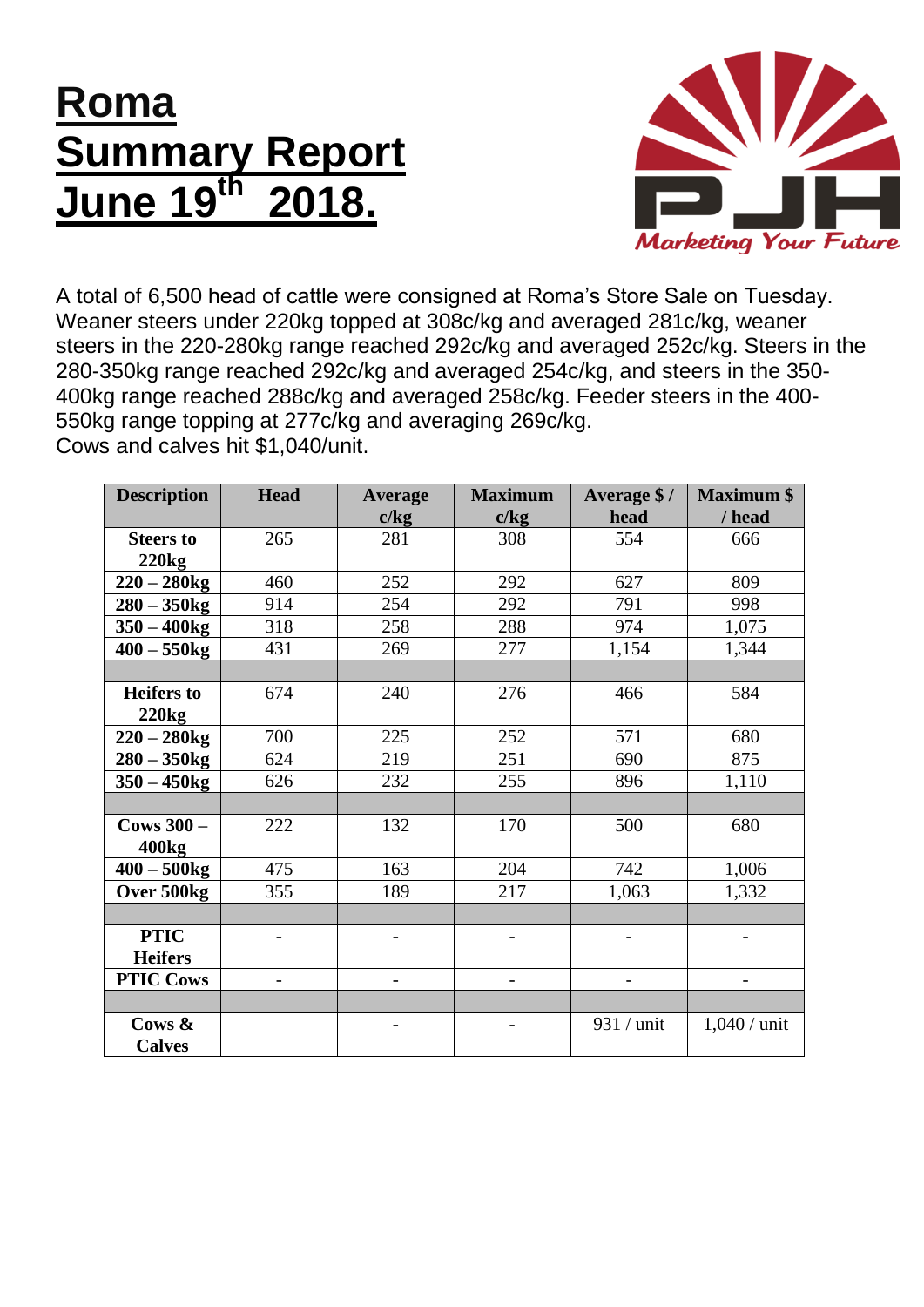# Roma Summary Report June 19th 2018.

PJH
*Marketing Your Future*

A total of 6,500 head of cattle were consigned at Roma's Store Sale on Tuesday. Weaner steers under 220kg topped at 308c/kg and averaged 281c/kg, weaner steers in the 220-280kg range reached 292c/kg and averaged 252c/kg. Steers in the 280-350kg range reached 292c/kg and averaged 254c/kg, and steers in the 350-400kg range reached 288c/kg and averaged 258c/kg. Feeder steers in the 400-550kg range topping at 277c/kg and averaging 269c/kg.
Cows and calves hit $1,040/unit.

| Description | Head | Average c/kg | Maximum c/kg | Average $ / head | Maximum $ / head |
|---|---|---|---|---|---|
| Steers to 220kg | 265 | 281 | 308 | 554 | 666 |
| 220 – 280kg | 460 | 252 | 292 | 627 | 809 |
| 280 – 350kg | 914 | 254 | 292 | 791 | 998 |
| 350 – 400kg | 318 | 258 | 288 | 974 | 1,075 |
| 400 – 550kg | 431 | 269 | 277 | 1,154 | 1,344 |
| | | | | | |
| Heifers to 220kg | 674 | 240 | 276 | 466 | 584 |
| 220 – 280kg | 700 | 225 | 252 | 571 | 680 |
| 280 – 350kg | 624 | 219 | 251 | 690 | 875 |
| 350 – 450kg | 626 | 232 | 255 | 896 | 1,110 |
| | | | | | |
| Cows 300 – 400kg | 222 | 132 | 170 | 500 | 680 |
| 400 – 500kg | 475 | 163 | 204 | 742 | 1,006 |
| Over 500kg | 355 | 189 | 217 | 1,063 | 1,332 |
| | | | | | |
| PTIC Heifers | - | - | - | - | - |
| PTIC Cows | - | - | - | - | - |
| | | | | | |
| Cows & Calves | | - | - | 931 / unit | 1,040 / unit |